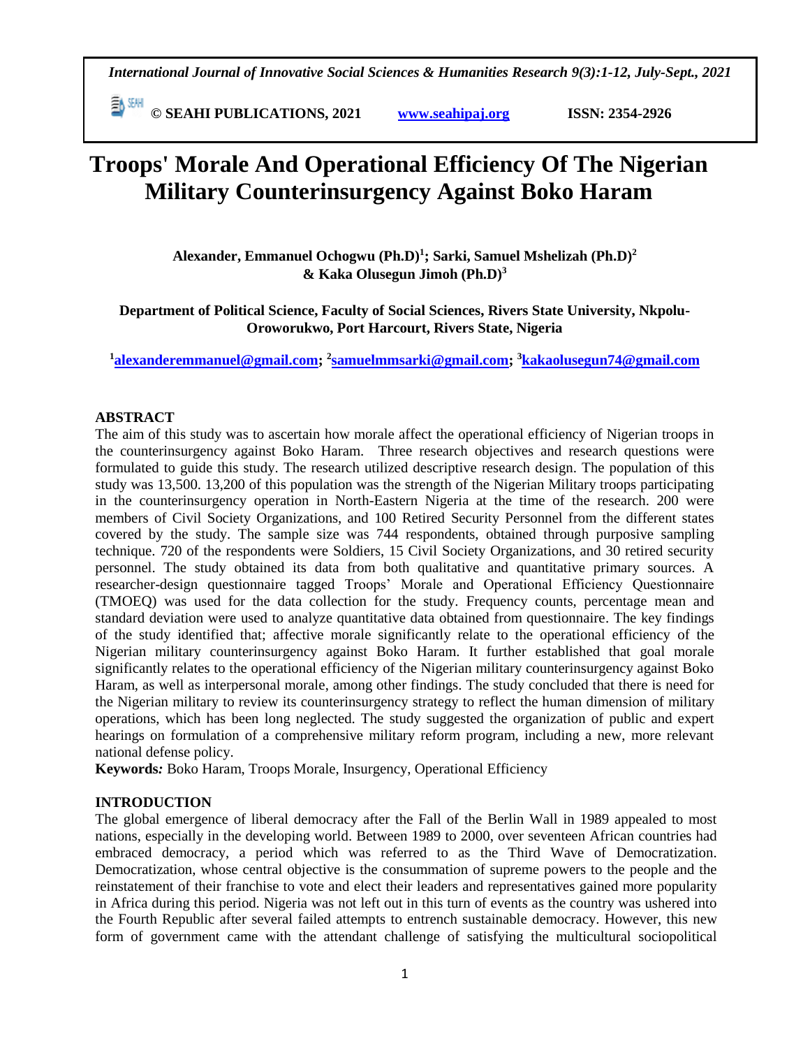# Troops' Morale And Operational Efficiency Of The Nigerian Military Counterinsurgency Against Boko Haram

**Alexander, Emmanuel Ochogwu (Ph.D)[1]; Sarki, Samuel Mshelizah (Ph.D)[2] & Kaka Olusegun Jimoh (Ph.D)[3]**

**Department of Political Science, Faculty of Social Sciences, Rivers State University, Nkpolu-Oroworukwo, Port Harcourt, Rivers State, Nigeria**

[1]alexanderemmanuel@gmail.com; [2]samuelmmsarki@gmail.com; [3]kakaolusegun74@gmail.com

## ABSTRACT

The aim of this study was to ascertain how morale affect the operational efficiency of Nigerian troops in the counterinsurgency against Boko Haram. Three research objectives and research questions were formulated to guide this study. The research utilized descriptive research design. The population of this study was 13,500. 13,200 of this population was the strength of the Nigerian Military troops participating in the counterinsurgency operation in North-Eastern Nigeria at the time of the research. 200 were members of Civil Society Organizations, and 100 Retired Security Personnel from the different states covered by the study. The sample size was 744 respondents, obtained through purposive sampling technique. 720 of the respondents were Soldiers, 15 Civil Society Organizations, and 30 retired security personnel. The study obtained its data from both qualitative and quantitative primary sources. A researcher-design questionnaire tagged Troops' Morale and Operational Efficiency Questionnaire (TMOEQ) was used for the data collection for the study. Frequency counts, percentage mean and standard deviation were used to analyze quantitative data obtained from questionnaire. The key findings of the study identified that; affective morale significantly relate to the operational efficiency of the Nigerian military counterinsurgency against Boko Haram. It further established that goal morale significantly relates to the operational efficiency of the Nigerian military counterinsurgency against Boko Haram, as well as interpersonal morale, among other findings. The study concluded that there is need for the Nigerian military to review its counterinsurgency strategy to reflect the human dimension of military operations, which has been long neglected. The study suggested the organization of public and expert hearings on formulation of a comprehensive military reform program, including a new, more relevant national defense policy.

**Keywords*:*** Boko Haram, Troops Morale, Insurgency, Operational Efficiency

## INTRODUCTION

The global emergence of liberal democracy after the Fall of the Berlin Wall in 1989 appealed to most nations, especially in the developing world. Between 1989 to 2000, over seventeen African countries had embraced democracy, a period which was referred to as the Third Wave of Democratization. Democratization, whose central objective is the consummation of supreme powers to the people and the reinstatement of their franchise to vote and elect their leaders and representatives gained more popularity in Africa during this period. Nigeria was not left out in this turn of events as the country was ushered into the Fourth Republic after several failed attempts to entrench sustainable democracy. However, this new form of government came with the attendant challenge of satisfying the multicultural sociopolitical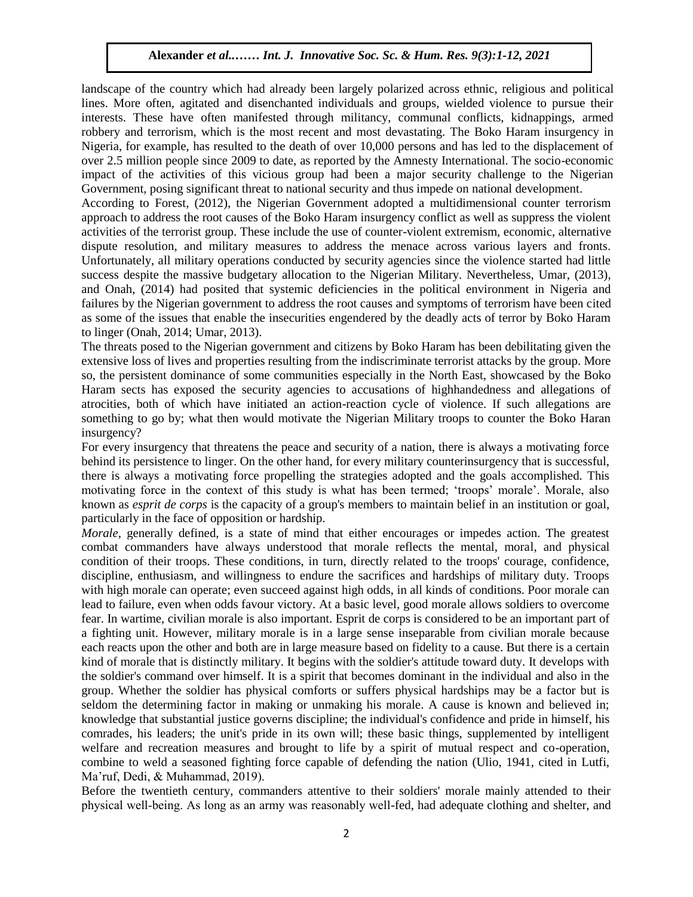landscape of the country which had already been largely polarized across ethnic, religious and political lines. More often, agitated and disenchanted individuals and groups, wielded violence to pursue their interests. These have often manifested through militancy, communal conflicts, kidnappings, armed robbery and terrorism, which is the most recent and most devastating. The Boko Haram insurgency in Nigeria, for example, has resulted to the death of over 10,000 persons and has led to the displacement of over 2.5 million people since 2009 to date, as reported by the Amnesty International. The socio-economic impact of the activities of this vicious group had been a major security challenge to the Nigerian Government, posing significant threat to national security and thus impede on national development.

According to Forest, (2012), the Nigerian Government adopted a multidimensional counter terrorism approach to address the root causes of the Boko Haram insurgency conflict as well as suppress the violent activities of the terrorist group. These include the use of counter-violent extremism, economic, alternative dispute resolution, and military measures to address the menace across various layers and fronts. Unfortunately, all military operations conducted by security agencies since the violence started had little success despite the massive budgetary allocation to the Nigerian Military. Nevertheless, Umar, (2013), and Onah, (2014) had posited that systemic deficiencies in the political environment in Nigeria and failures by the Nigerian government to address the root causes and symptoms of terrorism have been cited as some of the issues that enable the insecurities engendered by the deadly acts of terror by Boko Haram to linger (Onah, 2014; Umar, 2013).

The threats posed to the Nigerian government and citizens by Boko Haram has been debilitating given the extensive loss of lives and properties resulting from the indiscriminate terrorist attacks by the group. More so, the persistent dominance of some communities especially in the North East, showcased by the Boko Haram sects has exposed the security agencies to accusations of highhandedness and allegations of atrocities, both of which have initiated an action-reaction cycle of violence. If such allegations are something to go by; what then would motivate the Nigerian Military troops to counter the Boko Haran insurgency?

For every insurgency that threatens the peace and security of a nation, there is always a motivating force behind its persistence to linger. On the other hand, for every military counterinsurgency that is successful, there is always a motivating force propelling the strategies adopted and the goals accomplished. This motivating force in the context of this study is what has been termed; 'troops' morale'. Morale, also known as *esprit de corps* is the capacity of a group's members to maintain belief in an institution or goal, particularly in the face of opposition or hardship.

*Morale*, generally defined, is a state of mind that either encourages or impedes action. The greatest combat commanders have always understood that morale reflects the mental, moral, and physical condition of their troops. These conditions, in turn, directly related to the troops' courage, confidence, discipline, enthusiasm, and willingness to endure the sacrifices and hardships of military duty. Troops with high morale can operate; even succeed against high odds, in all kinds of conditions. Poor morale can lead to failure, even when odds favour victory. At a basic level, good morale allows soldiers to overcome fear. In wartime, civilian morale is also important. Esprit de corps is considered to be an important part of a fighting unit. However, military morale is in a large sense inseparable from civilian morale because each reacts upon the other and both are in large measure based on fidelity to a cause. But there is a certain kind of morale that is distinctly military. It begins with the soldier's attitude toward duty. It develops with the soldier's command over himself. It is a spirit that becomes dominant in the individual and also in the group. Whether the soldier has physical comforts or suffers physical hardships may be a factor but is seldom the determining factor in making or unmaking his morale. A cause is known and believed in; knowledge that substantial justice governs discipline; the individual's confidence and pride in himself, his comrades, his leaders; the unit's pride in its own will; these basic things, supplemented by intelligent welfare and recreation measures and brought to life by a spirit of mutual respect and co-operation, combine to weld a seasoned fighting force capable of defending the nation (Ulio, 1941, cited in Lutfi, Ma'ruf, Dedi, & Muhammad, 2019).

Before the twentieth century, commanders attentive to their soldiers' morale mainly attended to their physical well-being. As long as an army was reasonably well-fed, had adequate clothing and shelter, and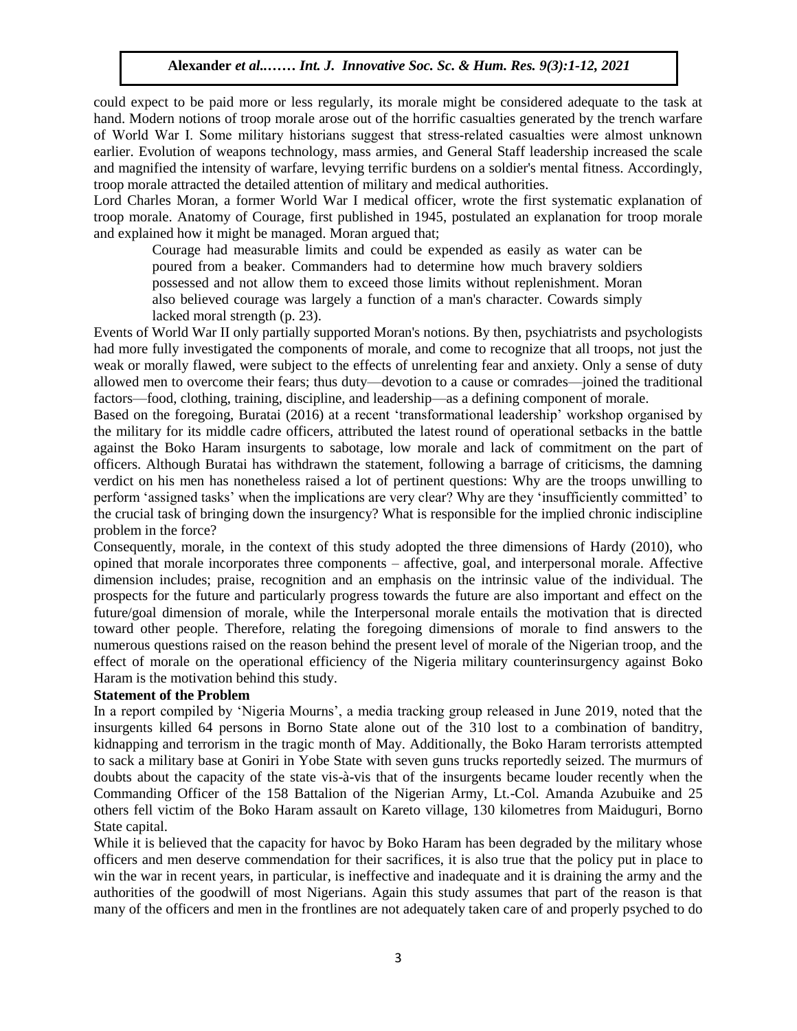could expect to be paid more or less regularly, its morale might be considered adequate to the task at hand. Modern notions of troop morale arose out of the horrific casualties generated by the trench warfare of World War I. Some military historians suggest that stress-related casualties were almost unknown earlier. Evolution of weapons technology, mass armies, and General Staff leadership increased the scale and magnified the intensity of warfare, levying terrific burdens on a soldier's mental fitness. Accordingly, troop morale attracted the detailed attention of military and medical authorities.

Lord Charles Moran, a former World War I medical officer, wrote the first systematic explanation of troop morale. Anatomy of Courage, first published in 1945, postulated an explanation for troop morale and explained how it might be managed. Moran argued that;

> Courage had measurable limits and could be expended as easily as water can be poured from a beaker. Commanders had to determine how much bravery soldiers possessed and not allow them to exceed those limits without replenishment. Moran also believed courage was largely a function of a man's character. Cowards simply lacked moral strength (p. 23).

Events of World War II only partially supported Moran's notions. By then, psychiatrists and psychologists had more fully investigated the components of morale, and come to recognize that all troops, not just the weak or morally flawed, were subject to the effects of unrelenting fear and anxiety. Only a sense of duty allowed men to overcome their fears; thus duty—devotion to a cause or comrades—joined the traditional factors—food, clothing, training, discipline, and leadership—as a defining component of morale.

Based on the foregoing, Buratai (2016) at a recent 'transformational leadership' workshop organised by the military for its middle cadre officers, attributed the latest round of operational setbacks in the battle against the Boko Haram insurgents to sabotage, low morale and lack of commitment on the part of officers. Although Buratai has withdrawn the statement, following a barrage of criticisms, the damning verdict on his men has nonetheless raised a lot of pertinent questions: Why are the troops unwilling to perform 'assigned tasks' when the implications are very clear? Why are they 'insufficiently committed' to the crucial task of bringing down the insurgency? What is responsible for the implied chronic indiscipline problem in the force?

Consequently, morale, in the context of this study adopted the three dimensions of Hardy (2010), who opined that morale incorporates three components – affective, goal, and interpersonal morale. Affective dimension includes; praise, recognition and an emphasis on the intrinsic value of the individual. The prospects for the future and particularly progress towards the future are also important and effect on the future/goal dimension of morale, while the Interpersonal morale entails the motivation that is directed toward other people. Therefore, relating the foregoing dimensions of morale to find answers to the numerous questions raised on the reason behind the present level of morale of the Nigerian troop, and the effect of morale on the operational efficiency of the Nigeria military counterinsurgency against Boko Haram is the motivation behind this study.

## Statement of the Problem

In a report compiled by 'Nigeria Mourns', a media tracking group released in June 2019, noted that the insurgents killed 64 persons in Borno State alone out of the 310 lost to a combination of banditry, kidnapping and terrorism in the tragic month of May. Additionally, the Boko Haram terrorists attempted to sack a military base at Goniri in Yobe State with seven guns trucks reportedly seized. The murmurs of doubts about the capacity of the state vis-à-vis that of the insurgents became louder recently when the Commanding Officer of the 158 Battalion of the Nigerian Army, Lt.-Col. Amanda Azubuike and 25 others fell victim of the Boko Haram assault on Kareto village, 130 kilometres from Maiduguri, Borno State capital.

While it is believed that the capacity for havoc by Boko Haram has been degraded by the military whose officers and men deserve commendation for their sacrifices, it is also true that the policy put in place to win the war in recent years, in particular, is ineffective and inadequate and it is draining the army and the authorities of the goodwill of most Nigerians. Again this study assumes that part of the reason is that many of the officers and men in the frontlines are not adequately taken care of and properly psyched to do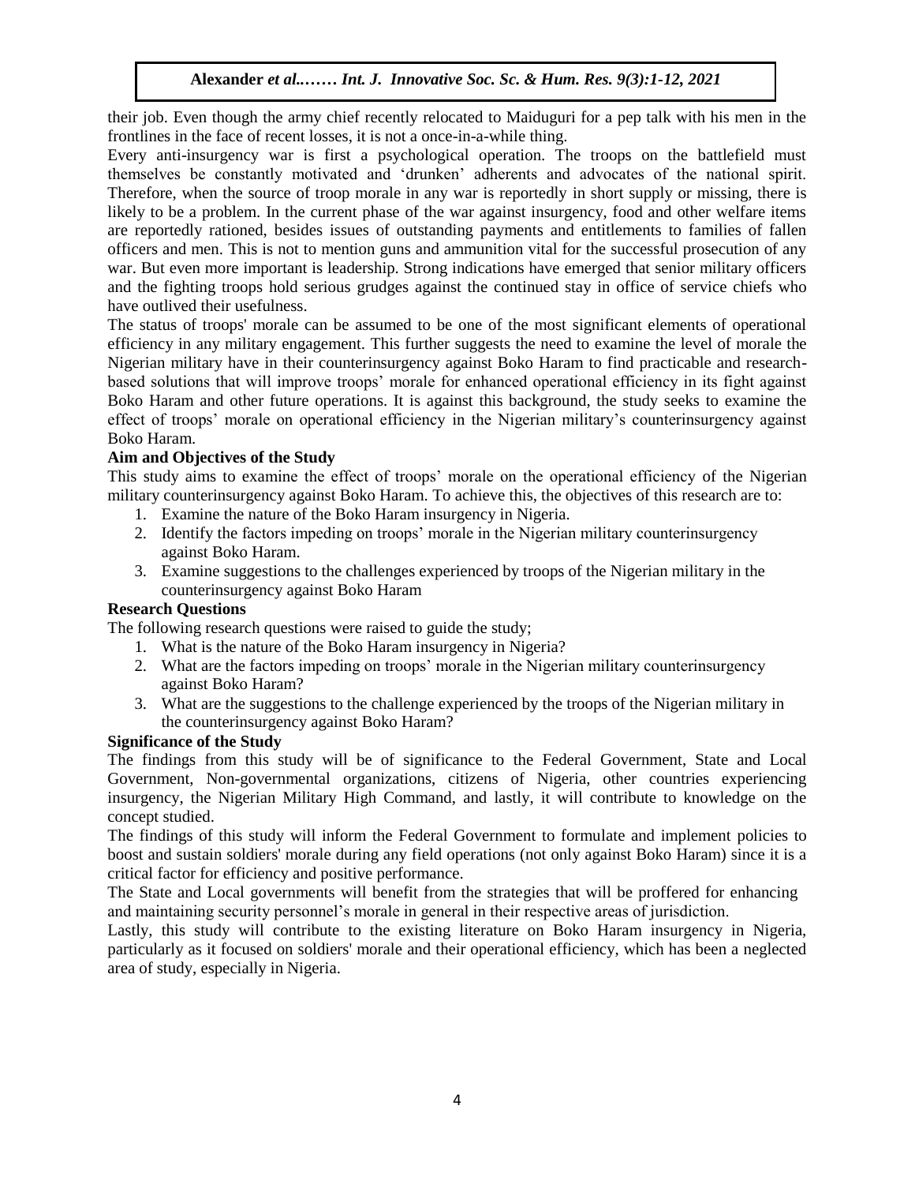their job. Even though the army chief recently relocated to Maiduguri for a pep talk with his men in the frontlines in the face of recent losses, it is not a once-in-a-while thing.

Every anti-insurgency war is first a psychological operation. The troops on the battlefield must themselves be constantly motivated and 'drunken' adherents and advocates of the national spirit. Therefore, when the source of troop morale in any war is reportedly in short supply or missing, there is likely to be a problem. In the current phase of the war against insurgency, food and other welfare items are reportedly rationed, besides issues of outstanding payments and entitlements to families of fallen officers and men. This is not to mention guns and ammunition vital for the successful prosecution of any war. But even more important is leadership. Strong indications have emerged that senior military officers and the fighting troops hold serious grudges against the continued stay in office of service chiefs who have outlived their usefulness.

The status of troops' morale can be assumed to be one of the most significant elements of operational efficiency in any military engagement. This further suggests the need to examine the level of morale the Nigerian military have in their counterinsurgency against Boko Haram to find practicable and research-based solutions that will improve troops' morale for enhanced operational efficiency in its fight against Boko Haram and other future operations. It is against this background, the study seeks to examine the effect of troops' morale on operational efficiency in the Nigerian military's counterinsurgency against Boko Haram.

**Aim and Objectives of the Study**

This study aims to examine the effect of troops' morale on the operational efficiency of the Nigerian military counterinsurgency against Boko Haram. To achieve this, the objectives of this research are to:

1. Examine the nature of the Boko Haram insurgency in Nigeria.
2. Identify the factors impeding on troops' morale in the Nigerian military counterinsurgency against Boko Haram.
3. Examine suggestions to the challenges experienced by troops of the Nigerian military in the counterinsurgency against Boko Haram

**Research Questions**

The following research questions were raised to guide the study;

1. What is the nature of the Boko Haram insurgency in Nigeria?
2. What are the factors impeding on troops' morale in the Nigerian military counterinsurgency against Boko Haram?
3. What are the suggestions to the challenge experienced by the troops of the Nigerian military in the counterinsurgency against Boko Haram?

**Significance of the Study**

The findings from this study will be of significance to the Federal Government, State and Local Government, Non-governmental organizations, citizens of Nigeria, other countries experiencing insurgency, the Nigerian Military High Command, and lastly, it will contribute to knowledge on the concept studied.

The findings of this study will inform the Federal Government to formulate and implement policies to boost and sustain soldiers' morale during any field operations (not only against Boko Haram) since it is a critical factor for efficiency and positive performance.

The State and Local governments will benefit from the strategies that will be proffered for enhancing and maintaining security personnel's morale in general in their respective areas of jurisdiction.

Lastly, this study will contribute to the existing literature on Boko Haram insurgency in Nigeria, particularly as it focused on soldiers' morale and their operational efficiency, which has been a neglected area of study, especially in Nigeria.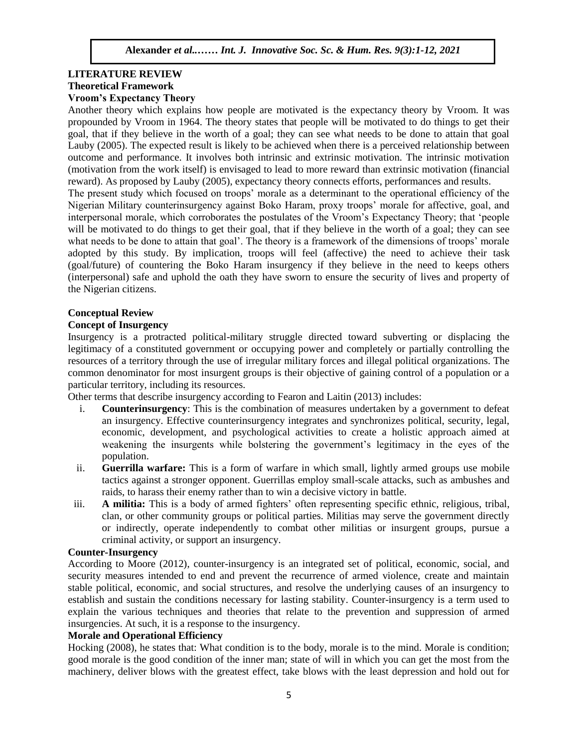## LITERATURE REVIEW

### Theoretical Framework

#### Vroom's Expectancy Theory

Another theory which explains how people are motivated is the expectancy theory by Vroom. It was propounded by Vroom in 1964. The theory states that people will be motivated to do things to get their goal, that if they believe in the worth of a goal; they can see what needs to be done to attain that goal Lauby (2005). The expected result is likely to be achieved when there is a perceived relationship between outcome and performance. It involves both intrinsic and extrinsic motivation. The intrinsic motivation (motivation from the work itself) is envisaged to lead to more reward than extrinsic motivation (financial reward). As proposed by Lauby (2005), expectancy theory connects efforts, performances and results.

The present study which focused on troops' morale as a determinant to the operational efficiency of the Nigerian Military counterinsurgency against Boko Haram, proxy troops' morale for affective, goal, and interpersonal morale, which corroborates the postulates of the Vroom's Expectancy Theory; that 'people will be motivated to do things to get their goal, that if they believe in the worth of a goal; they can see what needs to be done to attain that goal'. The theory is a framework of the dimensions of troops' morale adopted by this study. By implication, troops will feel (affective) the need to achieve their task (goal/future) of countering the Boko Haram insurgency if they believe in the need to keeps others (interpersonal) safe and uphold the oath they have sworn to ensure the security of lives and property of the Nigerian citizens.

### Conceptual Review

#### Concept of Insurgency

Insurgency is a protracted political-military struggle directed toward subverting or displacing the legitimacy of a constituted government or occupying power and completely or partially controlling the resources of a territory through the use of irregular military forces and illegal political organizations. The common denominator for most insurgent groups is their objective of gaining control of a population or a particular territory, including its resources.

Other terms that describe insurgency according to Fearon and Laitin (2013) includes:

i. **Counterinsurgency**: This is the combination of measures undertaken by a government to defeat an insurgency. Effective counterinsurgency integrates and synchronizes political, security, legal, economic, development, and psychological activities to create a holistic approach aimed at weakening the insurgents while bolstering the government's legitimacy in the eyes of the population.

ii. **Guerrilla warfare:** This is a form of warfare in which small, lightly armed groups use mobile tactics against a stronger opponent. Guerrillas employ small-scale attacks, such as ambushes and raids, to harass their enemy rather than to win a decisive victory in battle.

iii. **A militia:** This is a body of armed fighters' often representing specific ethnic, religious, tribal, clan, or other community groups or political parties. Militias may serve the government directly or indirectly, operate independently to combat other militias or insurgent groups, pursue a criminal activity, or support an insurgency.

#### Counter-Insurgency

According to Moore (2012), counter-insurgency is an integrated set of political, economic, social, and security measures intended to end and prevent the recurrence of armed violence, create and maintain stable political, economic, and social structures, and resolve the underlying causes of an insurgency to establish and sustain the conditions necessary for lasting stability. Counter-insurgency is a term used to explain the various techniques and theories that relate to the prevention and suppression of armed insurgencies. At such, it is a response to the insurgency.

#### Morale and Operational Efficiency

Hocking (2008), he states that: What condition is to the body, morale is to the mind. Morale is condition; good morale is the good condition of the inner man; state of will in which you can get the most from the machinery, deliver blows with the greatest effect, take blows with the least depression and hold out for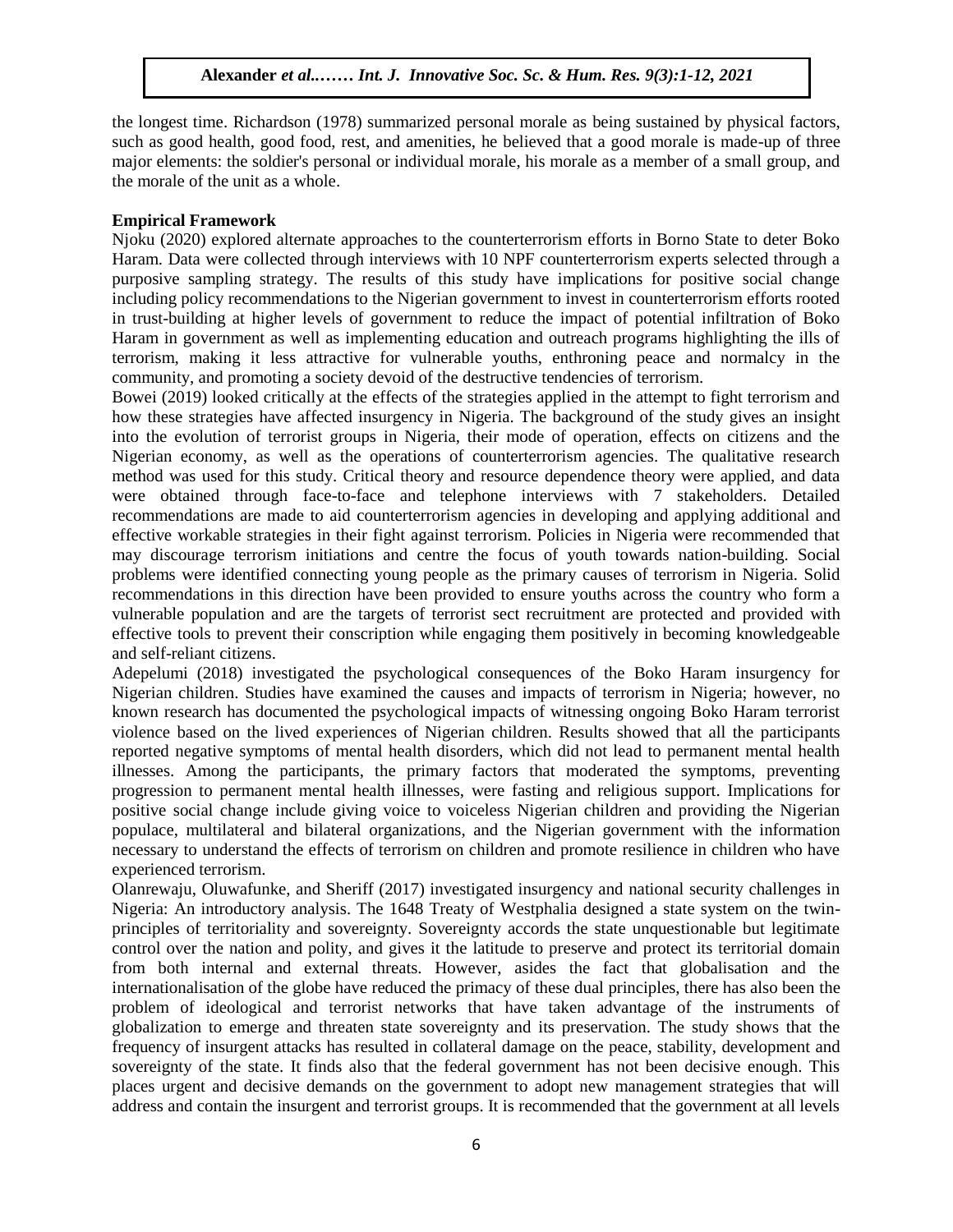the longest time. Richardson (1978) summarized personal morale as being sustained by physical factors, such as good health, good food, rest, and amenities, he believed that a good morale is made-up of three major elements: the soldier's personal or individual morale, his morale as a member of a small group, and the morale of the unit as a whole.

**Empirical Framework**

Njoku (2020) explored alternate approaches to the counterterrorism efforts in Borno State to deter Boko Haram. Data were collected through interviews with 10 NPF counterterrorism experts selected through a purposive sampling strategy. The results of this study have implications for positive social change including policy recommendations to the Nigerian government to invest in counterterrorism efforts rooted in trust-building at higher levels of government to reduce the impact of potential infiltration of Boko Haram in government as well as implementing education and outreach programs highlighting the ills of terrorism, making it less attractive for vulnerable youths, enthroning peace and normalcy in the community, and promoting a society devoid of the destructive tendencies of terrorism.

Bowei (2019) looked critically at the effects of the strategies applied in the attempt to fight terrorism and how these strategies have affected insurgency in Nigeria. The background of the study gives an insight into the evolution of terrorist groups in Nigeria, their mode of operation, effects on citizens and the Nigerian economy, as well as the operations of counterterrorism agencies. The qualitative research method was used for this study. Critical theory and resource dependence theory were applied, and data were obtained through face-to-face and telephone interviews with 7 stakeholders. Detailed recommendations are made to aid counterterrorism agencies in developing and applying additional and effective workable strategies in their fight against terrorism. Policies in Nigeria were recommended that may discourage terrorism initiations and centre the focus of youth towards nation-building. Social problems were identified connecting young people as the primary causes of terrorism in Nigeria. Solid recommendations in this direction have been provided to ensure youths across the country who form a vulnerable population and are the targets of terrorist sect recruitment are protected and provided with effective tools to prevent their conscription while engaging them positively in becoming knowledgeable and self-reliant citizens.

Adepelumi (2018) investigated the psychological consequences of the Boko Haram insurgency for Nigerian children. Studies have examined the causes and impacts of terrorism in Nigeria; however, no known research has documented the psychological impacts of witnessing ongoing Boko Haram terrorist violence based on the lived experiences of Nigerian children. Results showed that all the participants reported negative symptoms of mental health disorders, which did not lead to permanent mental health illnesses. Among the participants, the primary factors that moderated the symptoms, preventing progression to permanent mental health illnesses, were fasting and religious support. Implications for positive social change include giving voice to voiceless Nigerian children and providing the Nigerian populace, multilateral and bilateral organizations, and the Nigerian government with the information necessary to understand the effects of terrorism on children and promote resilience in children who have experienced terrorism.

Olanrewaju, Oluwafunke, and Sheriff (2017) investigated insurgency and national security challenges in Nigeria: An introductory analysis. The 1648 Treaty of Westphalia designed a state system on the twin-principles of territoriality and sovereignty. Sovereignty accords the state unquestionable but legitimate control over the nation and polity, and gives it the latitude to preserve and protect its territorial domain from both internal and external threats. However, asides the fact that globalisation and the internationalisation of the globe have reduced the primacy of these dual principles, there has also been the problem of ideological and terrorist networks that have taken advantage of the instruments of globalization to emerge and threaten state sovereignty and its preservation. The study shows that the frequency of insurgent attacks has resulted in collateral damage on the peace, stability, development and sovereignty of the state. It finds also that the federal government has not been decisive enough. This places urgent and decisive demands on the government to adopt new management strategies that will address and contain the insurgent and terrorist groups. It is recommended that the government at all levels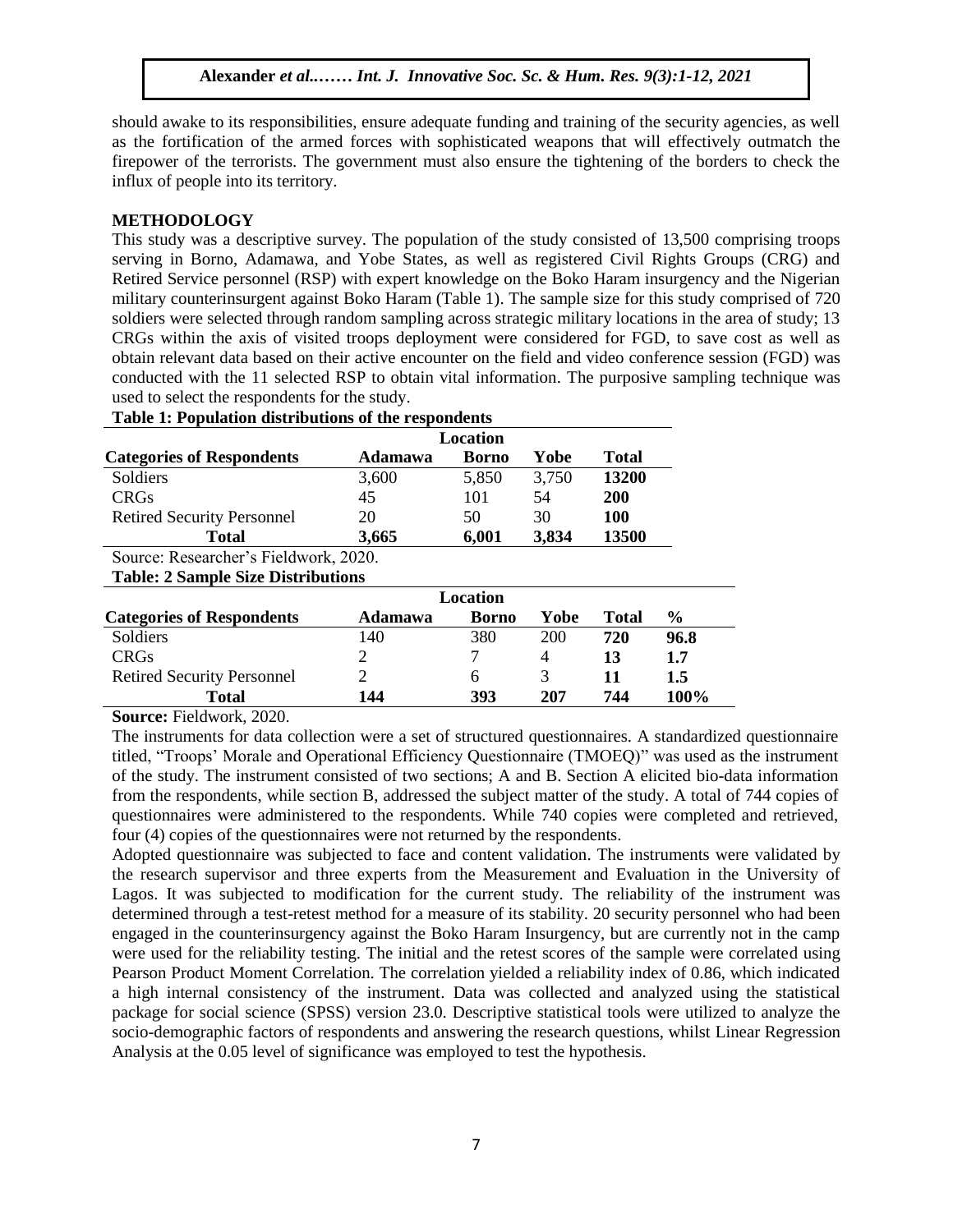should awake to its responsibilities, ensure adequate funding and training of the security agencies, as well as the fortification of the armed forces with sophisticated weapons that will effectively outmatch the firepower of the terrorists. The government must also ensure the tightening of the borders to check the influx of people into its territory.

## METHODOLOGY

This study was a descriptive survey. The population of the study consisted of 13,500 comprising troops serving in Borno, Adamawa, and Yobe States, as well as registered Civil Rights Groups (CRG) and Retired Service personnel (RSP) with expert knowledge on the Boko Haram insurgency and the Nigerian military counterinsurgent against Boko Haram (Table 1). The sample size for this study comprised of 720 soldiers were selected through random sampling across strategic military locations in the area of study; 13 CRGs within the axis of visited troops deployment were considered for FGD, to save cost as well as obtain relevant data based on their active encounter on the field and video conference session (FGD) was conducted with the 11 selected RSP to obtain vital information. The purposive sampling technique was used to select the respondents for the study.

**Table 1: Population distributions of the respondents**

| Categories of Respondents | Location | | | |
|---|---|---|---|---|
| | **Adamawa** | **Borno** | **Yobe** | **Total** |
| Soldiers | 3,600 | 5,850 | 3,750 | **13200** |
| CRGs | 45 | 101 | 54 | **200** |
| Retired Security Personnel | 20 | 50 | 30 | **100** |
| **Total** | **3,665** | **6,001** | **3,834** | **13500** |

Source: Researcher's Fieldwork, 2020.

**Table: 2 Sample Size Distributions**

| Categories of Respondents | Location | | | | |
|---|---|---|---|---|---|
| | **Adamawa** | **Borno** | **Yobe** | **Total** | **%** |
| Soldiers | 140 | 380 | 200 | **720** | **96.8** |
| CRGs | 2 | 7 | 4 | **13** | **1.7** |
| Retired Security Personnel | 2 | 6 | 3 | **11** | **1.5** |
| **Total** | **144** | **393** | **207** | **744** | **100%** |

**Source:** Fieldwork, 2020.

The instruments for data collection were a set of structured questionnaires. A standardized questionnaire titled, "Troops' Morale and Operational Efficiency Questionnaire (TMOEQ)" was used as the instrument of the study. The instrument consisted of two sections; A and B. Section A elicited bio-data information from the respondents, while section B, addressed the subject matter of the study. A total of 744 copies of questionnaires were administered to the respondents. While 740 copies were completed and retrieved, four (4) copies of the questionnaires were not returned by the respondents.

Adopted questionnaire was subjected to face and content validation. The instruments were validated by the research supervisor and three experts from the Measurement and Evaluation in the University of Lagos. It was subjected to modification for the current study. The reliability of the instrument was determined through a test-retest method for a measure of its stability. 20 security personnel who had been engaged in the counterinsurgency against the Boko Haram Insurgency, but are currently not in the camp were used for the reliability testing. The initial and the retest scores of the sample were correlated using Pearson Product Moment Correlation. The correlation yielded a reliability index of 0.86, which indicated a high internal consistency of the instrument. Data was collected and analyzed using the statistical package for social science (SPSS) version 23.0. Descriptive statistical tools were utilized to analyze the socio-demographic factors of respondents and answering the research questions, whilst Linear Regression Analysis at the 0.05 level of significance was employed to test the hypothesis.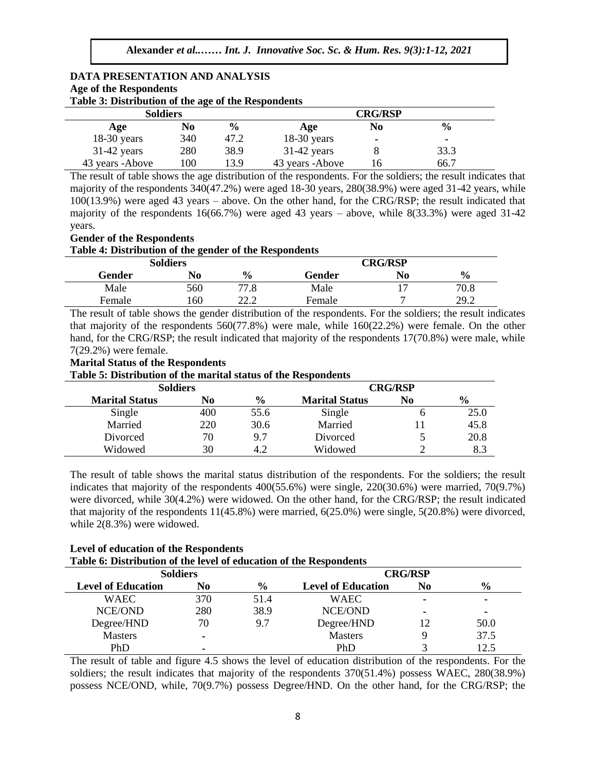## DATA PRESENTATION AND ANALYSIS

### Age of the Respondents

**Table 3: Distribution of the age of the Respondents**

| Soldiers | | | CRG/RSP | | |
|---|---|---|---|---|---|
| **Age** | **No** | **%** | **Age** | **No** | **%** |
| 18-30 years | 340 | 47.2 | 18-30 years | - | - |
| 31-42 years | 280 | 38.9 | 31-42 years | 8 | 33.3 |
| 43 years -Above | 100 | 13.9 | 43 years -Above | 16 | 66.7 |

The result of table shows the age distribution of the respondents. For the soldiers; the result indicates that majority of the respondents 340(47.2%) were aged 18-30 years, 280(38.9%) were aged 31-42 years, while 100(13.9%) were aged 43 years – above. On the other hand, for the CRG/RSP; the result indicated that majority of the respondents 16(66.7%) were aged 43 years – above, while 8(33.3%) were aged 31-42 years.

### Gender of the Respondents

**Table 4: Distribution of the gender of the Respondents**

| Soldiers | | | CRG/RSP | | |
|---|---|---|---|---|---|
| **Gender** | **No** | **%** | **Gender** | **No** | **%** |
| Male | 560 | 77.8 | Male | 17 | 70.8 |
| Female | 160 | 22.2 | Female | 7 | 29.2 |

The result of table shows the gender distribution of the respondents. For the soldiers; the result indicates that majority of the respondents 560(77.8%) were male, while 160(22.2%) were female. On the other hand, for the CRG/RSP; the result indicated that majority of the respondents 17(70.8%) were male, while 7(29.2%) were female.

### Marital Status of the Respondents

**Table 5: Distribution of the marital status of the Respondents**

| Soldiers | | | CRG/RSP | | |
|---|---|---|---|---|---|
| **Marital Status** | **No** | **%** | **Marital Status** | **No** | **%** |
| Single | 400 | 55.6 | Single | 6 | 25.0 |
| Married | 220 | 30.6 | Married | 11 | 45.8 |
| Divorced | 70 | 9.7 | Divorced | 5 | 20.8 |
| Widowed | 30 | 4.2 | Widowed | 2 | 8.3 |

The result of table shows the marital status distribution of the respondents. For the soldiers; the result indicates that majority of the respondents 400(55.6%) were single, 220(30.6%) were married, 70(9.7%) were divorced, while 30(4.2%) were widowed. On the other hand, for the CRG/RSP; the result indicated that majority of the respondents 11(45.8%) were married, 6(25.0%) were single, 5(20.8%) were divorced, while 2(8.3%) were widowed.

### Level of education of the Respondents

**Table 6: Distribution of the level of education of the Respondents**

| Soldiers | | | CRG/RSP | | |
|---|---|---|---|---|---|
| **Level of Education** | **No** | **%** | **Level of Education** | **No** | **%** |
| WAEC | 370 | 51.4 | WAEC | - | - |
| NCE/OND | 280 | 38.9 | NCE/OND | - | - |
| Degree/HND | 70 | 9.7 | Degree/HND | 12 | 50.0 |
| Masters | - | | Masters | 9 | 37.5 |
| PhD | - | | PhD | 3 | 12.5 |

The result of table and figure 4.5 shows the level of education distribution of the respondents. For the soldiers; the result indicates that majority of the respondents 370(51.4%) possess WAEC, 280(38.9%) possess NCE/OND, while, 70(9.7%) possess Degree/HND. On the other hand, for the CRG/RSP; the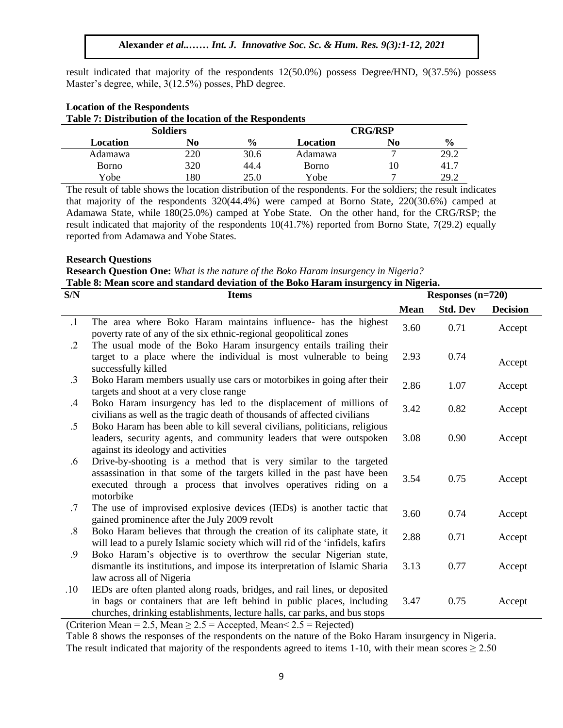result indicated that majority of the respondents 12(50.0%) possess Degree/HND, 9(37.5%) possess Master's degree, while, 3(12.5%) posses, PhD degree.

**Location of the Respondents**

**Table 7: Distribution of the location of the Respondents**

| Soldiers | | | CRG/RSP | | |
|---|---|---|---|---|---|
| **Location** | **No** | **%** | **Location** | **No** | **%** |
| Adamawa | 220 | 30.6 | Adamawa | 7 | 29.2 |
| Borno | 320 | 44.4 | Borno | 10 | 41.7 |
| Yobe | 180 | 25.0 | Yobe | 7 | 29.2 |

The result of table shows the location distribution of the respondents. For the soldiers; the result indicates that majority of the respondents 320(44.4%) were camped at Borno State, 220(30.6%) camped at Adamawa State, while 180(25.0%) camped at Yobe State. On the other hand, for the CRG/RSP; the result indicated that majority of the respondents 10(41.7%) reported from Borno State, 7(29.2) equally reported from Adamawa and Yobe States.

**Research Questions**

**Research Question One:** *What is the nature of the Boko Haram insurgency in Nigeria?*

**Table 8: Mean score and standard deviation of the Boko Haram insurgency in Nigeria.**

| S/N | Items | Responses (n=720) | | |
|---|---|---|---|---|
| | | **Mean** | **Std. Dev** | **Decision** |
| .1 | The area where Boko Haram maintains influence- has the highest poverty rate of any of the six ethnic-regional geopolitical zones | 3.60 | 0.71 | Accept |
| .2 | The usual mode of the Boko Haram insurgency entails trailing their target to a place where the individual is most vulnerable to being successfully killed | 2.93 | 0.74 | Accept |
| .3 | Boko Haram members usually use cars or motorbikes in going after their targets and shoot at a very close range | 2.86 | 1.07 | Accept |
| .4 | Boko Haram insurgency has led to the displacement of millions of civilians as well as the tragic death of thousands of affected civilians | 3.42 | 0.82 | Accept |
| .5 | Boko Haram has been able to kill several civilians, politicians, religious leaders, security agents, and community leaders that were outspoken against its ideology and activities | 3.08 | 0.90 | Accept |
| .6 | Drive-by-shooting is a method that is very similar to the targeted assassination in that some of the targets killed in the past have been executed through a process that involves operatives riding on a motorbike | 3.54 | 0.75 | Accept |
| .7 | The use of improvised explosive devices (IEDs) is another tactic that gained prominence after the July 2009 revolt | 3.60 | 0.74 | Accept |
| .8 | Boko Haram believes that through the creation of its caliphate state, it will lead to a purely Islamic society which will rid of the 'infidels, kafirs | 2.88 | 0.71 | Accept |
| .9 | Boko Haram's objective is to overthrow the secular Nigerian state, dismantle its institutions, and impose its interpretation of Islamic Sharia law across all of Nigeria | 3.13 | 0.77 | Accept |
| .10 | IEDs are often planted along roads, bridges, and rail lines, or deposited in bags or containers that are left behind in public places, including churches, drinking establishments, lecture halls, car parks, and bus stops | 3.47 | 0.75 | Accept |

(Criterion Mean = 2.5, Mean $\geq$ 2.5 = Accepted, Mean< 2.5 = Rejected)

Table 8 shows the responses of the respondents on the nature of the Boko Haram insurgency in Nigeria. The result indicated that majority of the respondents agreed to items 1-10, with their mean scores $\geq$ 2.50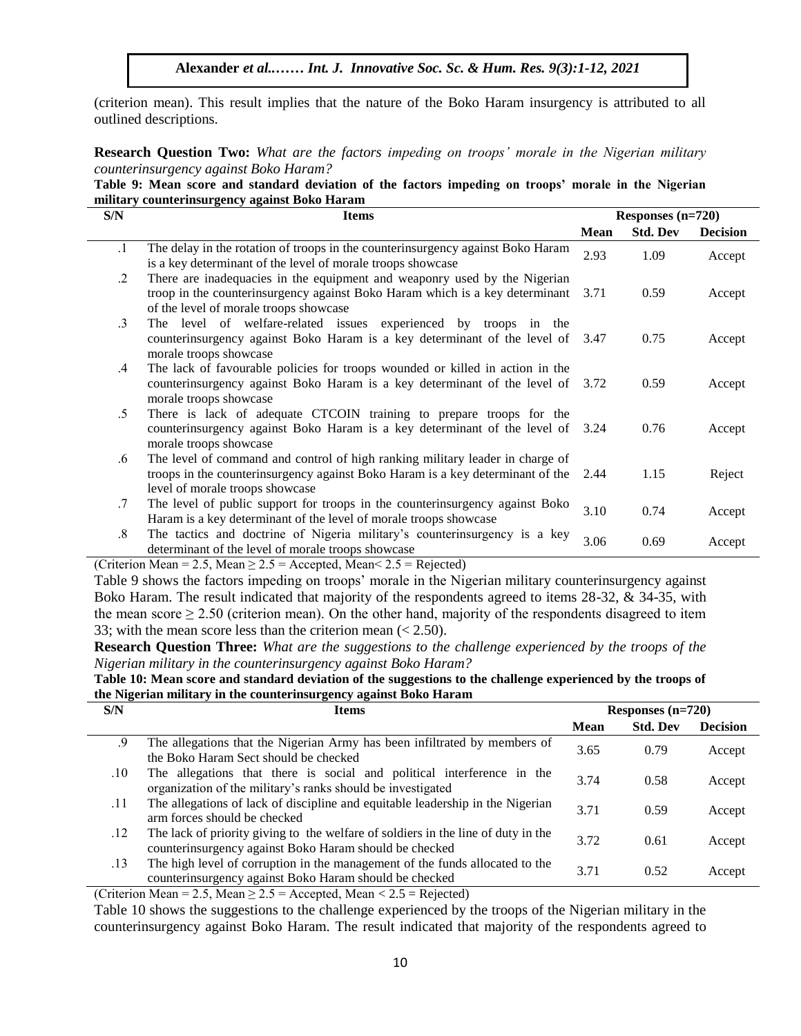(criterion mean). This result implies that the nature of the Boko Haram insurgency is attributed to all outlined descriptions.

**Research Question Two:** *What are the factors impeding on troops' morale in the Nigerian military counterinsurgency against Boko Haram?*

**Table 9: Mean score and standard deviation of the factors impeding on troops' morale in the Nigerian military counterinsurgency against Boko Haram**

| S/N | Items | Responses (n=720) | | |
|---|---|---|---|---|
| | | **Mean** | **Std. Dev** | **Decision** |
| .1 | The delay in the rotation of troops in the counterinsurgency against Boko Haram is a key determinant of the level of morale troops showcase | 2.93 | 1.09 | Accept |
| .2 | There are inadequacies in the equipment and weaponry used by the Nigerian troop in the counterinsurgency against Boko Haram which is a key determinant of the level of morale troops showcase | 3.71 | 0.59 | Accept |
| .3 | The level of welfare-related issues experienced by troops in the counterinsurgency against Boko Haram is a key determinant of the level of morale troops showcase | 3.47 | 0.75 | Accept |
| .4 | The lack of favourable policies for troops wounded or killed in action in the counterinsurgency against Boko Haram is a key determinant of the level of morale troops showcase | 3.72 | 0.59 | Accept |
| .5 | There is lack of adequate CTCOIN training to prepare troops for the counterinsurgency against Boko Haram is a key determinant of the level of morale troops showcase | 3.24 | 0.76 | Accept |
| .6 | The level of command and control of high ranking military leader in charge of troops in the counterinsurgency against Boko Haram is a key determinant of the level of morale troops showcase | 2.44 | 1.15 | Reject |
| .7 | The level of public support for troops in the counterinsurgency against Boko Haram is a key determinant of the level of morale troops showcase | 3.10 | 0.74 | Accept |
| .8 | The tactics and doctrine of Nigeria military's counterinsurgency is a key determinant of the level of morale troops showcase | 3.06 | 0.69 | Accept |

(Criterion Mean = 2.5, Mean ≥ 2.5 = Accepted, Mean< 2.5 = Rejected)

Table 9 shows the factors impeding on troops' morale in the Nigerian military counterinsurgency against Boko Haram. The result indicated that majority of the respondents agreed to items 28-32, & 34-35, with the mean score ≥ 2.50 (criterion mean). On the other hand, majority of the respondents disagreed to item 33; with the mean score less than the criterion mean (< 2.50).

**Research Question Three:** *What are the suggestions to the challenge experienced by the troops of the Nigerian military in the counterinsurgency against Boko Haram?*

**Table 10: Mean score and standard deviation of the suggestions to the challenge experienced by the troops of the Nigerian military in the counterinsurgency against Boko Haram**

| S/N | Items | Responses (n=720) | | |
|---|---|---|---|---|
| | | **Mean** | **Std. Dev** | **Decision** |
| .9 | The allegations that the Nigerian Army has been infiltrated by members of the Boko Haram Sect should be checked | 3.65 | 0.79 | Accept |
| .10 | The allegations that there is social and political interference in the organization of the military's ranks should be investigated | 3.74 | 0.58 | Accept |
| .11 | The allegations of lack of discipline and equitable leadership in the Nigerian arm forces should be checked | 3.71 | 0.59 | Accept |
| .12 | The lack of priority giving to the welfare of soldiers in the line of duty in the counterinsurgency against Boko Haram should be checked | 3.72 | 0.61 | Accept |
| .13 | The high level of corruption in the management of the funds allocated to the counterinsurgency against Boko Haram should be checked | 3.71 | 0.52 | Accept |

(Criterion Mean = 2.5, Mean ≥ 2.5 = Accepted, Mean < 2.5 = Rejected)

Table 10 shows the suggestions to the challenge experienced by the troops of the Nigerian military in the counterinsurgency against Boko Haram. The result indicated that majority of the respondents agreed to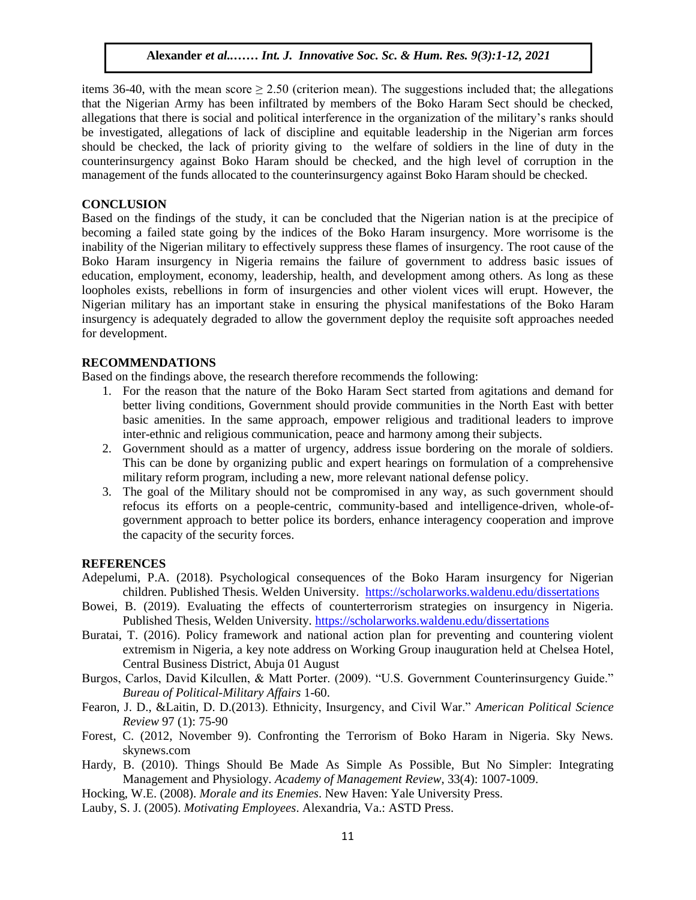items 36-40, with the mean score $\geq 2.50$ (criterion mean). The suggestions included that; the allegations that the Nigerian Army has been infiltrated by members of the Boko Haram Sect should be checked, allegations that there is social and political interference in the organization of the military's ranks should be investigated, allegations of lack of discipline and equitable leadership in the Nigerian arm forces should be checked, the lack of priority giving to the welfare of soldiers in the line of duty in the counterinsurgency against Boko Haram should be checked, and the high level of corruption in the management of the funds allocated to the counterinsurgency against Boko Haram should be checked.

## CONCLUSION

Based on the findings of the study, it can be concluded that the Nigerian nation is at the precipice of becoming a failed state going by the indices of the Boko Haram insurgency. More worrisome is the inability of the Nigerian military to effectively suppress these flames of insurgency. The root cause of the Boko Haram insurgency in Nigeria remains the failure of government to address basic issues of education, employment, economy, leadership, health, and development among others. As long as these loopholes exists, rebellions in form of insurgencies and other violent vices will erupt. However, the Nigerian military has an important stake in ensuring the physical manifestations of the Boko Haram insurgency is adequately degraded to allow the government deploy the requisite soft approaches needed for development.

## RECOMMENDATIONS

Based on the findings above, the research therefore recommends the following:

1. For the reason that the nature of the Boko Haram Sect started from agitations and demand for better living conditions, Government should provide communities in the North East with better basic amenities. In the same approach, empower religious and traditional leaders to improve inter-ethnic and religious communication, peace and harmony among their subjects.
2. Government should as a matter of urgency, address issue bordering on the morale of soldiers. This can be done by organizing public and expert hearings on formulation of a comprehensive military reform program, including a new, more relevant national defense policy.
3. The goal of the Military should not be compromised in any way, as such government should refocus its efforts on a people-centric, community-based and intelligence-driven, whole-of-government approach to better police its borders, enhance interagency cooperation and improve the capacity of the security forces.

## REFERENCES

Adepelumi, P.A. (2018). Psychological consequences of the Boko Haram insurgency for Nigerian children. Published Thesis. Welden University. https://scholarworks.waldenu.edu/dissertations

Bowei, B. (2019). Evaluating the effects of counterterrorism strategies on insurgency in Nigeria. Published Thesis, Welden University. https://scholarworks.waldenu.edu/dissertations

Buratai, T. (2016). Policy framework and national action plan for preventing and countering violent extremism in Nigeria, a key note address on Working Group inauguration held at Chelsea Hotel, Central Business District, Abuja 01 August

Burgos, Carlos, David Kilcullen, & Matt Porter. (2009). "U.S. Government Counterinsurgency Guide." *Bureau of Political-Military Affairs* 1-60.

Fearon, J. D., &Laitin, D. D.(2013). Ethnicity, Insurgency, and Civil War." *American Political Science Review* 97 (1): 75-90

Forest, C. (2012, November 9). Confronting the Terrorism of Boko Haram in Nigeria. Sky News. skynews.com

Hardy, B. (2010). Things Should Be Made As Simple As Possible, But No Simpler: Integrating Management and Physiology. *Academy of Management Review*, 33(4): 1007-1009.

Hocking, W.E. (2008). *Morale and its Enemies*. New Haven: Yale University Press.

Lauby, S. J. (2005). *Motivating Employees*. Alexandria, Va.: ASTD Press.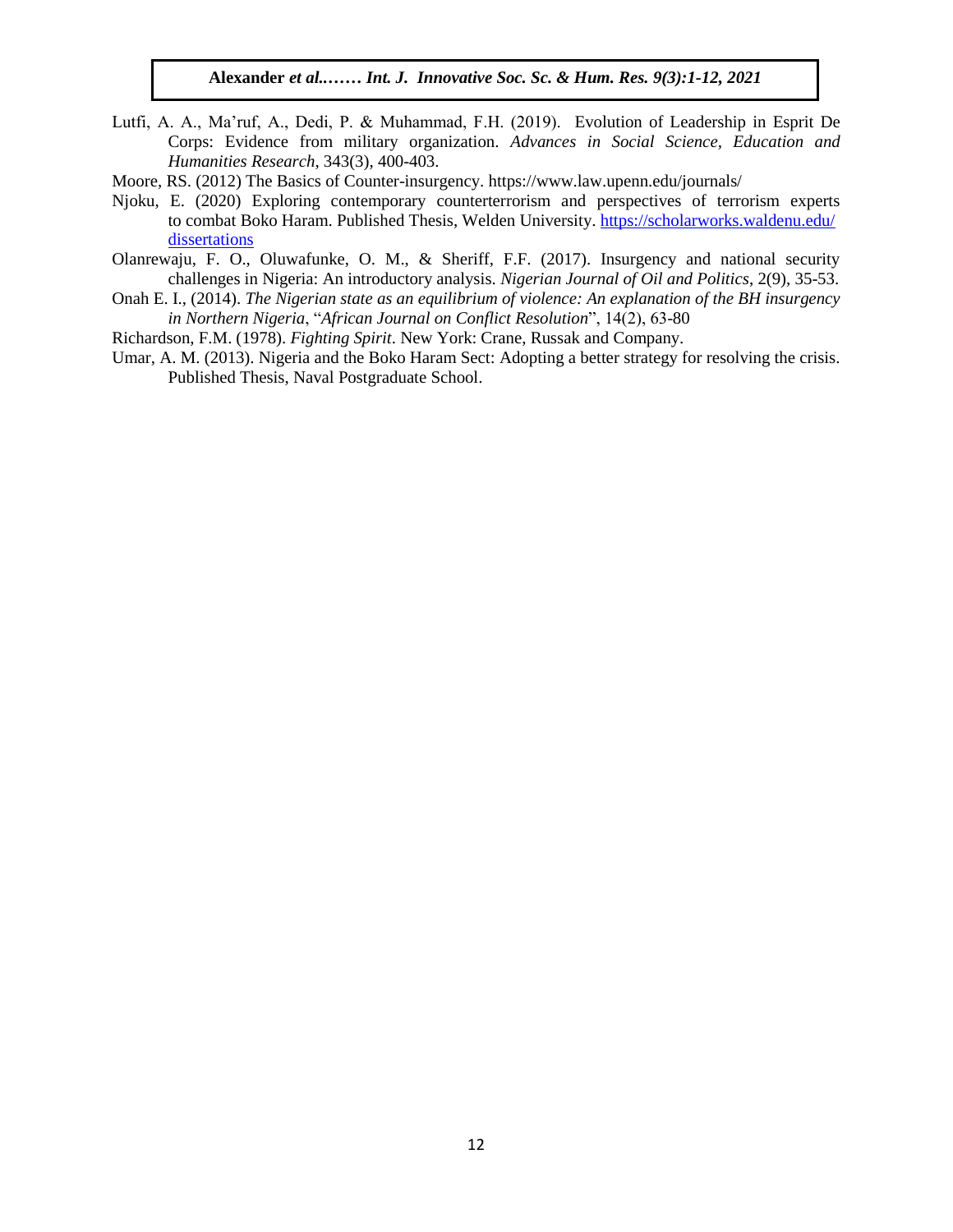Lutfi, A. A., Ma'ruf, A., Dedi, P. & Muhammad, F.H. (2019). Evolution of Leadership in Esprit De Corps: Evidence from military organization. *Advances in Social Science, Education and Humanities Research*, 343(3), 400-403.

Moore, RS. (2012) The Basics of Counter-insurgency. https://www.law.upenn.edu/journals/

Njoku, E. (2020) Exploring contemporary counterterrorism and perspectives of terrorism experts to combat Boko Haram. Published Thesis, Welden University. [https://scholarworks.waldenu.edu/dissertations](https://scholarworks.waldenu.edu/dissertations)

Olanrewaju, F. O., Oluwafunke, O. M., & Sheriff, F.F. (2017). Insurgency and national security challenges in Nigeria: An introductory analysis. *Nigerian Journal of Oil and Politics*, 2(9), 35-53.

Onah E. I., (2014). *The Nigerian state as an equilibrium of violence: An explanation of the BH insurgency in Northern Nigeria*, "*African Journal on Conflict Resolution*", 14(2), 63-80

Richardson, F.M. (1978). *Fighting Spirit*. New York: Crane, Russak and Company.

Umar, A. M. (2013). Nigeria and the Boko Haram Sect: Adopting a better strategy for resolving the crisis. Published Thesis, Naval Postgraduate School.